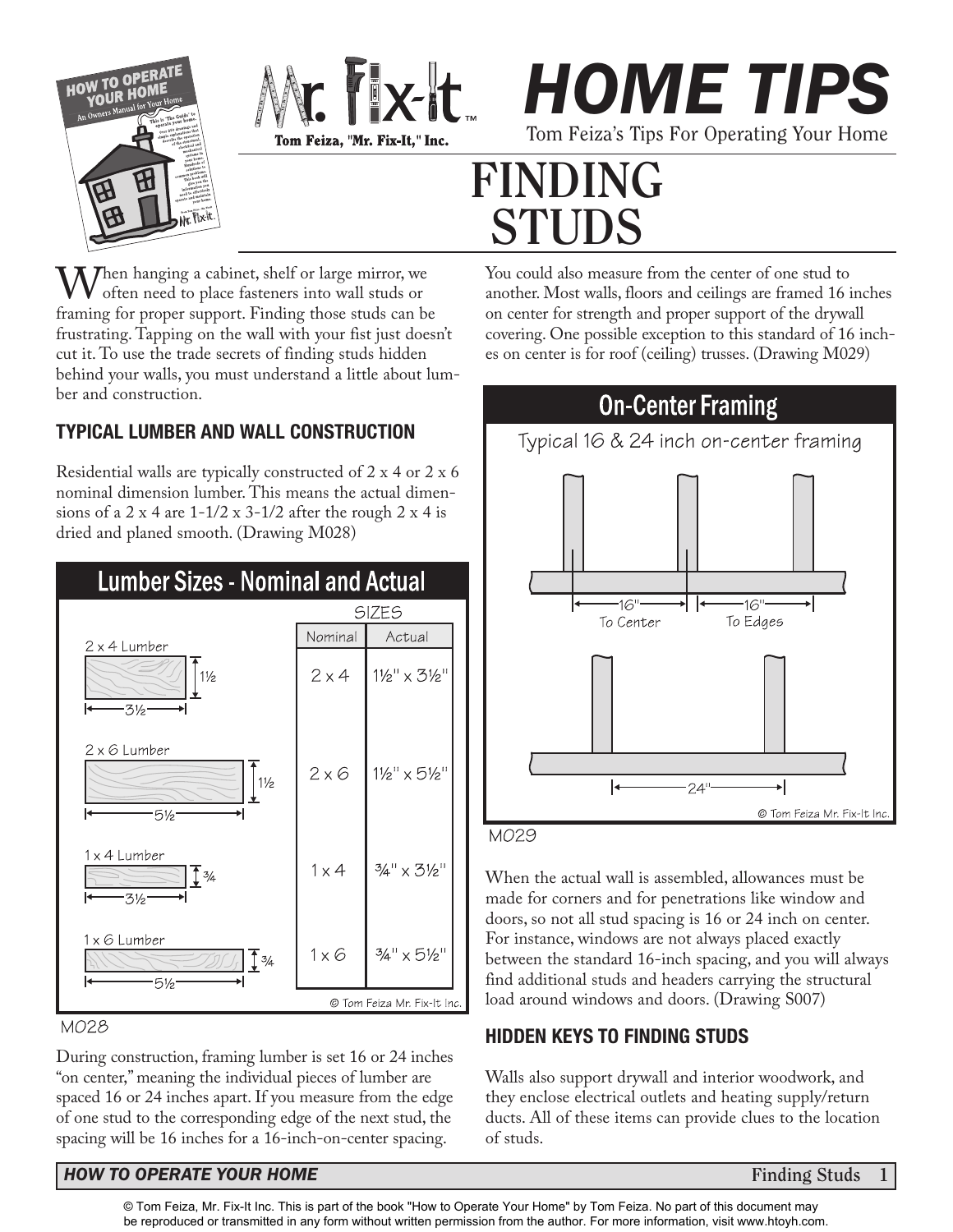# HOME TIPS

Tom Feiza's Tips For Operating Your Home

# FINDING STUDS

When hanging a cabinet, shelf or large mirror, we often need to place fasteners into wall studs or framing for proper support. Finding those studs can be frustrating. Tapping on the wall with your fist just doesn't cut it. To use the trade secrets of finding studs hidden behind your walls, you must understand a little about lumber and construction.

## TYPICAL LUMBER AND WALL CONSTRUCTION

Residential walls are typically constructed of 2 x 4 or 2 x 6 nominal dimension lumber. This means the actual dimensions of a 2 x 4 are 1-1/2 x 3-1/2 after the rough 2 x 4 is dried and planed smooth. (Drawing M028)

**Lumber Sizes - Nominal and Actual**

| Lumber | Nominal | Actual |
|---|---|---|
| 2 x 4 Lumber | 2 x 4 | 1½" x 3½" |
| 2 x 6 Lumber | 2 x 6 | 1½" x 5½" |
| 1 x 4 Lumber | 1 x 4 | ¾" x 3½" |
| 1 x 6 Lumber | 1 x 6 | ¾" x 5½" |

© Tom Feiza Mr. Fix-It Inc.

M028

During construction, framing lumber is set 16 or 24 inches "on center," meaning the individual pieces of lumber are spaced 16 or 24 inches apart. If you measure from the edge of one stud to the corresponding edge of the next stud, the spacing will be 16 inches for a 16-inch-on-center spacing.

You could also measure from the center of one stud to another. Most walls, floors and ceilings are framed 16 inches on center for strength and proper support of the drywall covering. One possible exception to this standard of 16 inches on center is for roof (ceiling) trusses. (Drawing M029)

**On-Center Framing**

Typical 16 & 24 inch on-center framing

16" To Center — 16" To Edges — 24"

© Tom Feiza Mr. Fix-It Inc.

M029

When the actual wall is assembled, allowances must be made for corners and for penetrations like window and doors, so not all stud spacing is 16 or 24 inch on center. For instance, windows are not always placed exactly between the standard 16-inch spacing, and you will always find additional studs and headers carrying the structural load around windows and doors. (Drawing S007)

## HIDDEN KEYS TO FINDING STUDS

Walls also support drywall and interior woodwork, and they enclose electrical outlets and heating supply/return ducts. All of these items can provide clues to the location of studs.

© Tom Feiza, Mr. Fix-It Inc. This is part of the book "How to Operate Your Home" by Tom Feiza. No part of this document may be reproduced or transmitted in any form without written permission from the author. For more information, visit www.htoyh.com.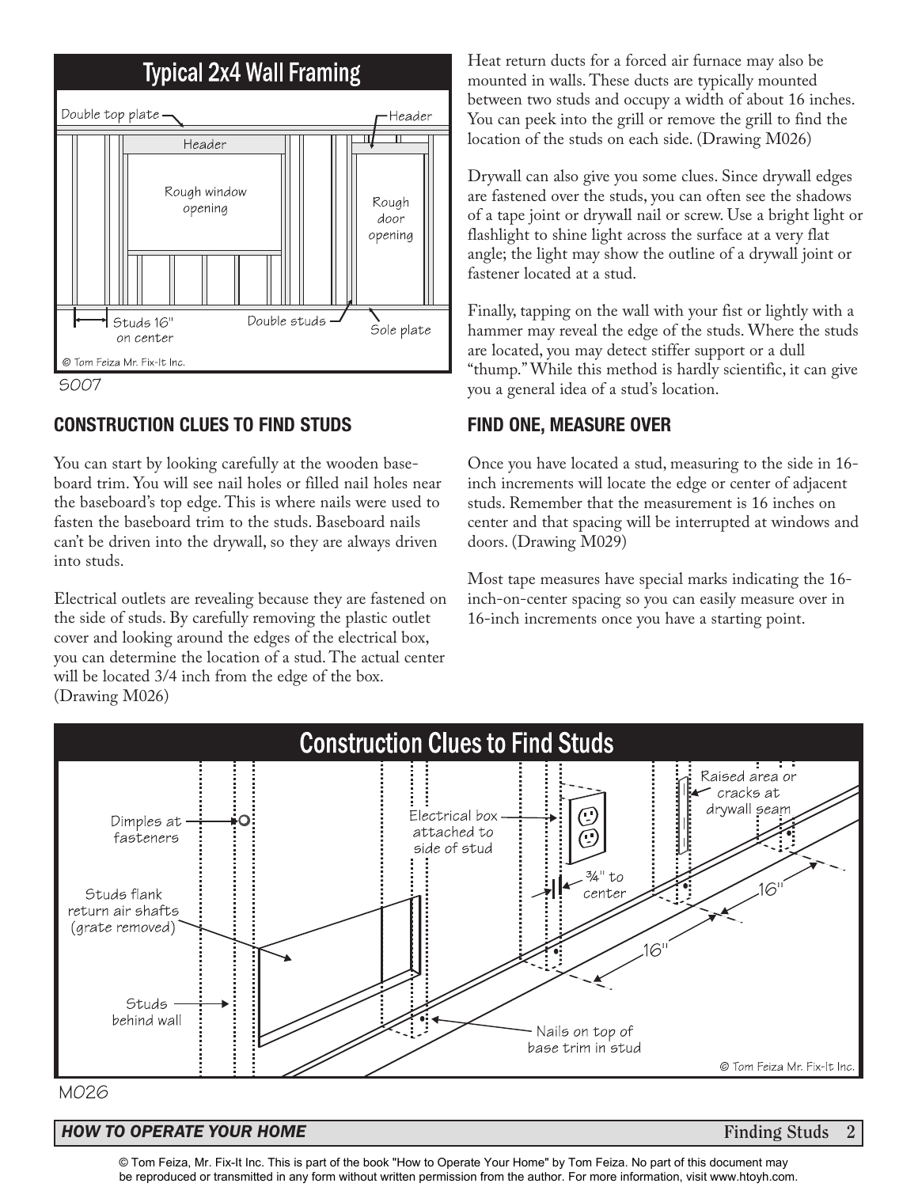## Typical 2x4 Wall Framing

Double top plate — Header — Header — Rough window opening — Rough door opening — Studs 16" on center — Double studs — Sole plate

© Tom Feiza Mr. Fix-It Inc.

S007

## CONSTRUCTION CLUES TO FIND STUDS

You can start by looking carefully at the wooden baseboard trim. You will see nail holes or filled nail holes near the baseboard's top edge. This is where nails were used to fasten the baseboard trim to the studs. Baseboard nails can't be driven into the drywall, so they are always driven into studs.

Electrical outlets are revealing because they are fastened on the side of studs. By carefully removing the plastic outlet cover and looking around the edges of the electrical box, you can determine the location of a stud. The actual center will be located 3/4 inch from the edge of the box. (Drawing M026)

Heat return ducts for a forced air furnace may also be mounted in walls. These ducts are typically mounted between two studs and occupy a width of about 16 inches. You can peek into the grill or remove the grill to find the location of the studs on each side. (Drawing M026)

Drywall can also give you some clues. Since drywall edges are fastened over the studs, you can often see the shadows of a tape joint or drywall nail or screw. Use a bright light or flashlight to shine light across the surface at a very flat angle; the light may show the outline of a drywall joint or fastener located at a stud.

Finally, tapping on the wall with your fist or lightly with a hammer may reveal the edge of the studs. Where the studs are located, you may detect stiffer support or a dull "thump." While this method is hardly scientific, it can give you a general idea of a stud's location.

## FIND ONE, MEASURE OVER

Once you have located a stud, measuring to the side in 16-inch increments will locate the edge or center of adjacent studs. Remember that the measurement is 16 inches on center and that spacing will be interrupted at windows and doors. (Drawing M029)

Most tape measures have special marks indicating the 16-inch-on-center spacing so you can easily measure over in 16-inch increments once you have a starting point.

## Construction Clues to Find Studs

Dimples at fasteners — Studs flank return air shafts (grate removed) — Studs behind wall — Electrical box attached to side of stud — ¾" to center — Raised area or cracks at drywall seam — 16" — 16" — Nails on top of base trim in stud

© Tom Feiza Mr. Fix-It Inc.

M026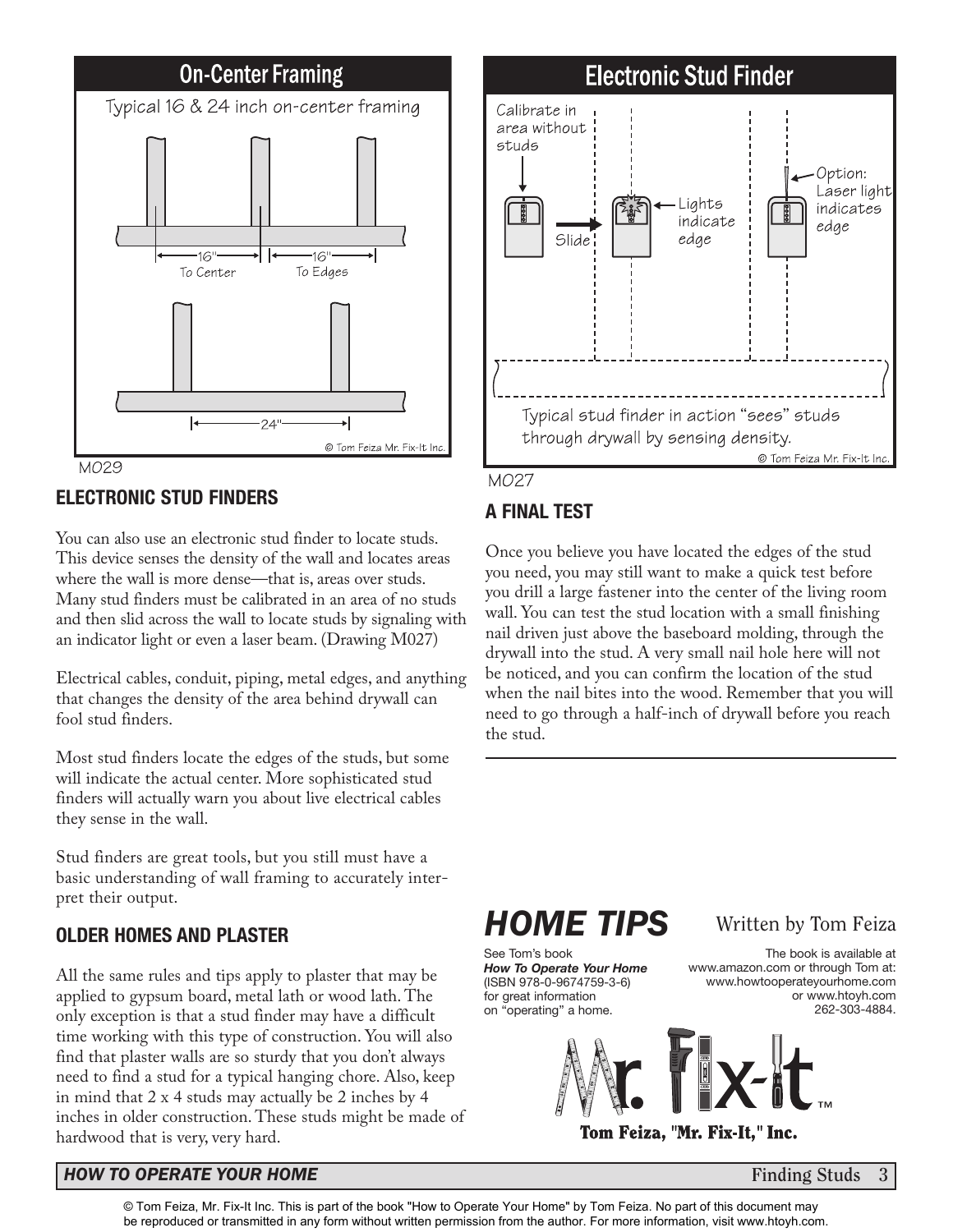## On-Center Framing

Typical 16 & 24 inch on-center framing

16" To Center

16" To Edges

24"

© Tom Feiza Mr. Fix-It Inc.

M029

### ELECTRONIC STUD FINDERS

You can also use an electronic stud finder to locate studs. This device senses the density of the wall and locates areas where the wall is more dense—that is, areas over studs. Many stud finders must be calibrated in an area of no studs and then slid across the wall to locate studs by signaling with an indicator light or even a laser beam. (Drawing M027)

Electrical cables, conduit, piping, metal edges, and anything that changes the density of the area behind drywall can fool stud finders.

Most stud finders locate the edges of the studs, but some will indicate the actual center. More sophisticated stud finders will actually warn you about live electrical cables they sense in the wall.

Stud finders are great tools, but you still must have a basic understanding of wall framing to accurately interpret their output.

### OLDER HOMES AND PLASTER

All the same rules and tips apply to plaster that may be applied to gypsum board, metal lath or wood lath. The only exception is that a stud finder may have a difficult time working with this type of construction. You will also find that plaster walls are so sturdy that you don't always need to find a stud for a typical hanging chore. Also, keep in mind that 2 x 4 studs may actually be 2 inches by 4 inches in older construction. These studs might be made of hardwood that is very, very hard.

## Electronic Stud Finder

Calibrate in area without studs

Slide

Lights indicate edge

Option: Laser light indicates edge

Typical stud finder in action "sees" studs through drywall by sensing density.

© Tom Feiza Mr. Fix-It Inc.

M027

### A FINAL TEST

Once you believe you have located the edges of the stud you need, you may still want to make a quick test before you drill a large fastener into the center of the living room wall. You can test the stud location with a small finishing nail driven just above the baseboard molding, through the drywall into the stud. A very small nail hole here will not be noticed, and you can confirm the location of the stud when the nail bites into the wood. Remember that you will need to go through a half-inch of drywall before you reach the stud.

## *HOME TIPS*

Written by Tom Feiza

See Tom's book ***How To Operate Your Home*** (ISBN 978-0-9674759-3-6) for great information on "operating" a home.

The book is available at www.amazon.com or through Tom at: www.howtooperateyourhome.com or www.htoyh.com 262-303-4884.

Mr. Fix-It™

**Tom Feiza, "Mr. Fix-It," Inc.**

© Tom Feiza, Mr. Fix-It Inc. This is part of the book "How to Operate Your Home" by Tom Feiza. No part of this document may be reproduced or transmitted in any form without written permission from the author. For more information, visit www.htoyh.com.